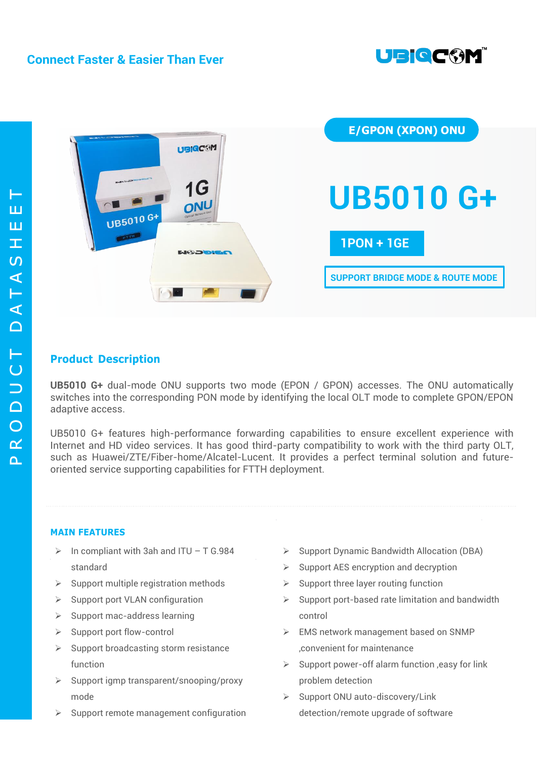Connect Faster & Easier Than Ever

PRODUCT DATASHEET

E/GPON (XPON) ONU

# UB5010 G+

**1PON + 1GE**

**SUPPORT BRIDGE MODE & ROUTE MODE**

## Product Description

**UB5010 G+** dual-mode ONU supports two mode (EPON / GPON) accesses. The ONU automatically switches into the corresponding PON mode by identifying the local OLT mode to complete GPON/EPON adaptive access.

UB5010 G+ features high-performance forwarding capabilities to ensure excellent experience with Internet and HD video services. It has good third-party compatibility to work with the third party OLT, such as Huawei/ZTE/Fiber-home/Alcatel-Lucent. It provides a perfect terminal solution and future-oriented service supporting capabilities for FTTH deployment.

## MAIN FEATURES

- In compliant with 3ah and ITU – T G.984 standard
- Support multiple registration methods
- Support port VLAN configuration
- Support mac-address learning
- Support port flow-control
- Support broadcasting storm resistance function
- Support igmp transparent/snooping/proxy mode
- Support remote management configuration
- Support Dynamic Bandwidth Allocation (DBA)
- Support AES encryption and decryption
- Support three layer routing function
- Support port-based rate limitation and bandwidth control
- EMS network management based on SNMP ,convenient for maintenance
- Support power-off alarm function ,easy for link problem detection
- Support ONU auto-discovery/Link detection/remote upgrade of software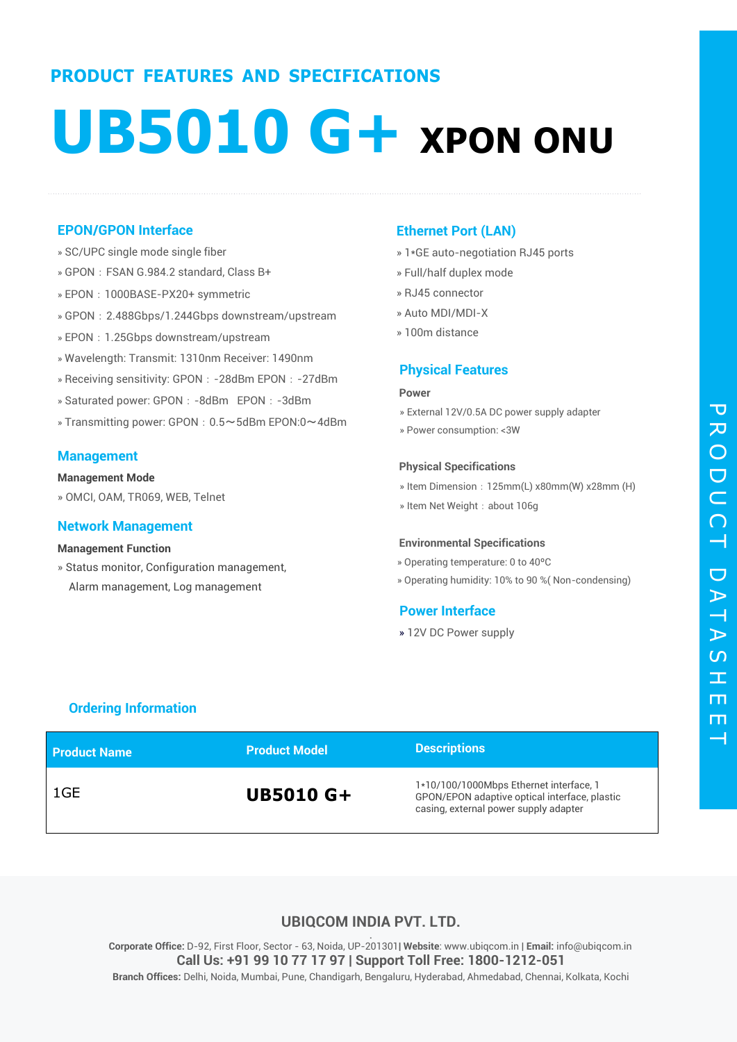## PRODUCT FEATURES AND SPECIFICATIONS

# UB5010 G+ XPON ONU

### EPON/GPON Interface

- » SC/UPC single mode single fiber
- » GPON：FSAN G.984.2 standard, Class B+
- » EPON：1000BASE-PX20+ symmetric
- » GPON：2.488Gbps/1.244Gbps downstream/upstream
- » EPON：1.25Gbps downstream/upstream
- » Wavelength: Transmit: 1310nm Receiver: 1490nm
- » Receiving sensitivity: GPON：-28dBm EPON：-27dBm
- » Saturated power: GPON：-8dBm EPON：-3dBm
- » Transmitting power: GPON：0.5～5dBm EPON:0～4dBm

### Management

**Management Mode**

- » OMCI, OAM, TR069, WEB, Telnet

### Network Management

**Management Function**

- » Status monitor, Configuration management, Alarm management, Log management

### Ethernet Port (LAN)

- » 1*GE auto-negotiation RJ45 ports
- » Full/half duplex mode
- » RJ45 connector
- » Auto MDI/MDI-X
- » 100m distance

### Physical Features

**Power**

- » External 12V/0.5A DC power supply adapter
- » Power consumption: <3W

**Physical Specifications**

- » Item Dimension：125mm(L) x80mm(W) x28mm (H)
- » Item Net Weight：about 106g

**Environmental Specifications**

- » Operating temperature: 0 to 40°C
- » Operating humidity: 10% to 90 %( Non-condensing)

### Power Interface

- » 12V DC Power supply

PRODUCT DATASHEET

### Ordering Information

| Product Name | Product Model | Descriptions |
|---|---|---|
| 1GE | **UB5010 G+** | 1*10/100/1000Mbps Ethernet interface, 1 GPON/EPON adaptive optical interface, plastic casing, external power supply adapter |

**UBIQCOM INDIA PVT. LTD.**

**Corporate Office:** D-92, First Floor, Sector - 63, Noida, UP-201301| **Website**: www.ubiqcom.in | **Email:** info@ubiqcom.in

**Call Us: +91 99 10 77 17 97 | Support Toll Free: 1800-1212-051**

**Branch Offices:** Delhi, Noida, Mumbai, Pune, Chandigarh, Bengaluru, Hyderabad, Ahmedabad, Chennai, Kolkata, Kochi